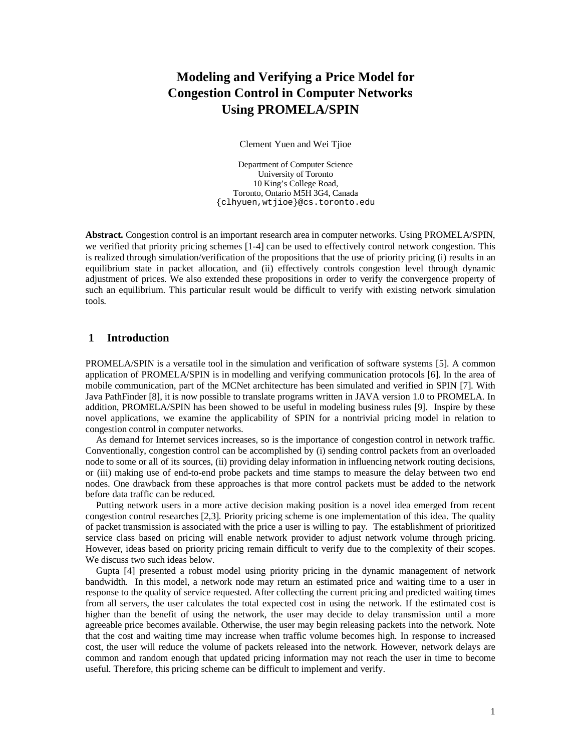# Modeling and Verifying a Price Model for Congestion Control in Computer Networks Using PROMELA/SPIN

Clement Yuen and Wei Tjioe

Department of Computer Science
University of Toronto
10 King's College Road,
Toronto, Ontario M5H 3G4, Canada
{clhyuen,wtjioe}@cs.toronto.edu

**Abstract.** Congestion control is an important research area in computer networks. Using PROMELA/SPIN, we verified that priority pricing schemes [1-4] can be used to effectively control network congestion. This is realized through simulation/verification of the propositions that the use of priority pricing (i) results in an equilibrium state in packet allocation, and (ii) effectively controls congestion level through dynamic adjustment of prices. We also extended these propositions in order to verify the convergence property of such an equilibrium. This particular result would be difficult to verify with existing network simulation tools.

## 1 Introduction

PROMELA/SPIN is a versatile tool in the simulation and verification of software systems [5]. A common application of PROMELA/SPIN is in modelling and verifying communication protocols [6]. In the area of mobile communication, part of the MCNet architecture has been simulated and verified in SPIN [7]. With Java PathFinder [8], it is now possible to translate programs written in JAVA version 1.0 to PROMELA. In addition, PROMELA/SPIN has been showed to be useful in modeling business rules [9]. Inspire by these novel applications, we examine the applicability of SPIN for a nontrivial pricing model in relation to congestion control in computer networks.

As demand for Internet services increases, so is the importance of congestion control in network traffic. Conventionally, congestion control can be accomplished by (i) sending control packets from an overloaded node to some or all of its sources, (ii) providing delay information in influencing network routing decisions, or (iii) making use of end-to-end probe packets and time stamps to measure the delay between two end nodes. One drawback from these approaches is that more control packets must be added to the network before data traffic can be reduced.

Putting network users in a more active decision making position is a novel idea emerged from recent congestion control researches [2,3]. Priority pricing scheme is one implementation of this idea. The quality of packet transmission is associated with the price a user is willing to pay. The establishment of prioritized service class based on pricing will enable network provider to adjust network volume through pricing. However, ideas based on priority pricing remain difficult to verify due to the complexity of their scopes. We discuss two such ideas below.

Gupta [4] presented a robust model using priority pricing in the dynamic management of network bandwidth. In this model, a network node may return an estimated price and waiting time to a user in response to the quality of service requested. After collecting the current pricing and predicted waiting times from all servers, the user calculates the total expected cost in using the network. If the estimated cost is higher than the benefit of using the network, the user may decide to delay transmission until a more agreeable price becomes available. Otherwise, the user may begin releasing packets into the network. Note that the cost and waiting time may increase when traffic volume becomes high. In response to increased cost, the user will reduce the volume of packets released into the network. However, network delays are common and random enough that updated pricing information may not reach the user in time to become useful. Therefore, this pricing scheme can be difficult to implement and verify.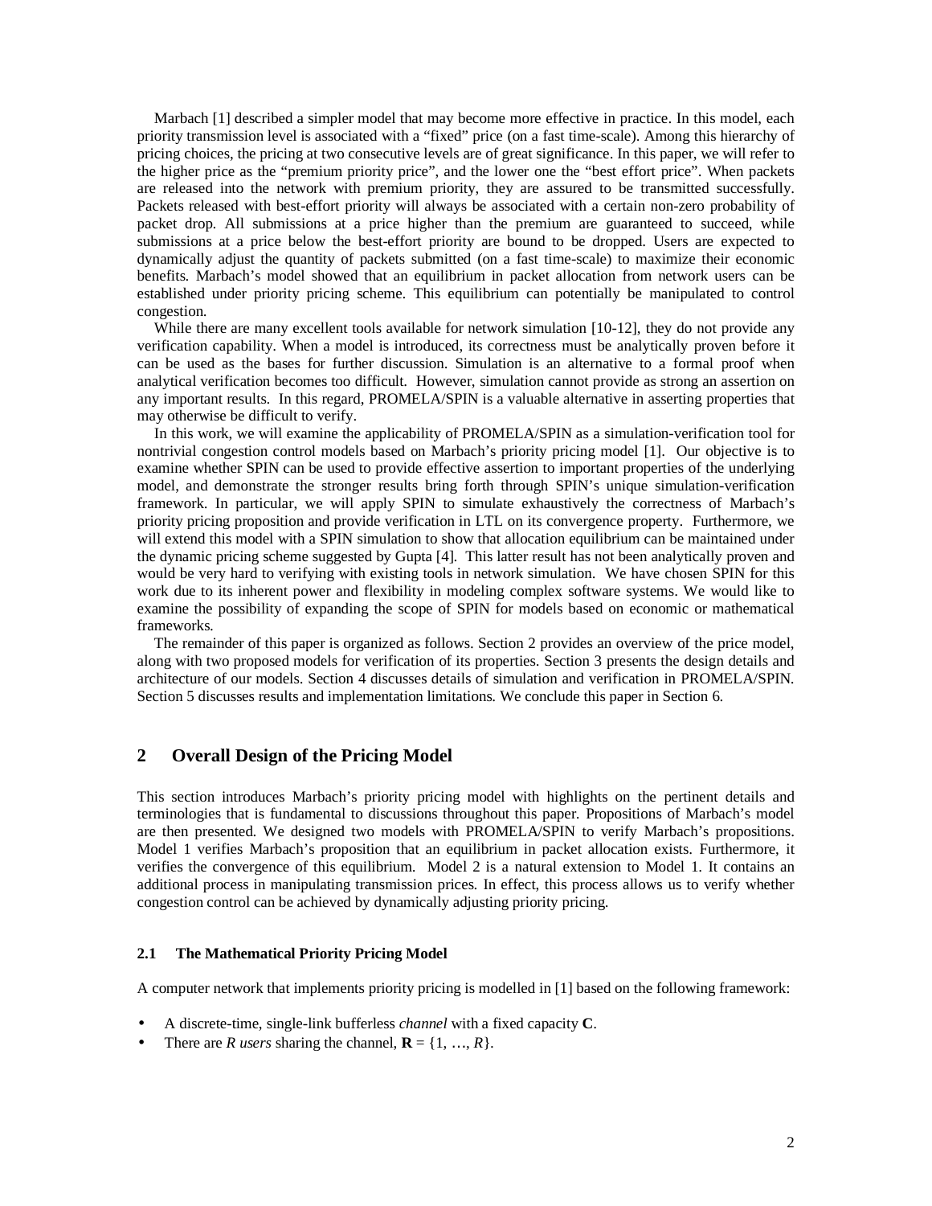Marbach [1] described a simpler model that may become more effective in practice. In this model, each priority transmission level is associated with a "fixed" price (on a fast time-scale). Among this hierarchy of pricing choices, the pricing at two consecutive levels are of great significance. In this paper, we will refer to the higher price as the "premium priority price", and the lower one the "best effort price". When packets are released into the network with premium priority, they are assured to be transmitted successfully. Packets released with best-effort priority will always be associated with a certain non-zero probability of packet drop. All submissions at a price higher than the premium are guaranteed to succeed, while submissions at a price below the best-effort priority are bound to be dropped. Users are expected to dynamically adjust the quantity of packets submitted (on a fast time-scale) to maximize their economic benefits. Marbach's model showed that an equilibrium in packet allocation from network users can be established under priority pricing scheme. This equilibrium can potentially be manipulated to control congestion.

While there are many excellent tools available for network simulation [10-12], they do not provide any verification capability. When a model is introduced, its correctness must be analytically proven before it can be used as the bases for further discussion. Simulation is an alternative to a formal proof when analytical verification becomes too difficult. However, simulation cannot provide as strong an assertion on any important results. In this regard, PROMELA/SPIN is a valuable alternative in asserting properties that may otherwise be difficult to verify.

In this work, we will examine the applicability of PROMELA/SPIN as a simulation-verification tool for nontrivial congestion control models based on Marbach's priority pricing model [1]. Our objective is to examine whether SPIN can be used to provide effective assertion to important properties of the underlying model, and demonstrate the stronger results bring forth through SPIN's unique simulation-verification framework. In particular, we will apply SPIN to simulate exhaustively the correctness of Marbach's priority pricing proposition and provide verification in LTL on its convergence property. Furthermore, we will extend this model with a SPIN simulation to show that allocation equilibrium can be maintained under the dynamic pricing scheme suggested by Gupta [4]. This latter result has not been analytically proven and would be very hard to verifying with existing tools in network simulation. We have chosen SPIN for this work due to its inherent power and flexibility in modeling complex software systems. We would like to examine the possibility of expanding the scope of SPIN for models based on economic or mathematical frameworks.

The remainder of this paper is organized as follows. Section 2 provides an overview of the price model, along with two proposed models for verification of its properties. Section 3 presents the design details and architecture of our models. Section 4 discusses details of simulation and verification in PROMELA/SPIN. Section 5 discusses results and implementation limitations. We conclude this paper in Section 6.

## 2 Overall Design of the Pricing Model

This section introduces Marbach's priority pricing model with highlights on the pertinent details and terminologies that is fundamental to discussions throughout this paper. Propositions of Marbach's model are then presented. We designed two models with PROMELA/SPIN to verify Marbach's propositions. Model 1 verifies Marbach's proposition that an equilibrium in packet allocation exists. Furthermore, it verifies the convergence of this equilibrium. Model 2 is a natural extension to Model 1. It contains an additional process in manipulating transmission prices. In effect, this process allows us to verify whether congestion control can be achieved by dynamically adjusting priority pricing.

### 2.1 The Mathematical Priority Pricing Model

A computer network that implements priority pricing is modelled in [1] based on the following framework:

- A discrete-time, single-link bufferless *channel* with a fixed capacity **C**.
- There are *R users* sharing the channel, $\mathbf{R} = \{1, \ldots, R\}$.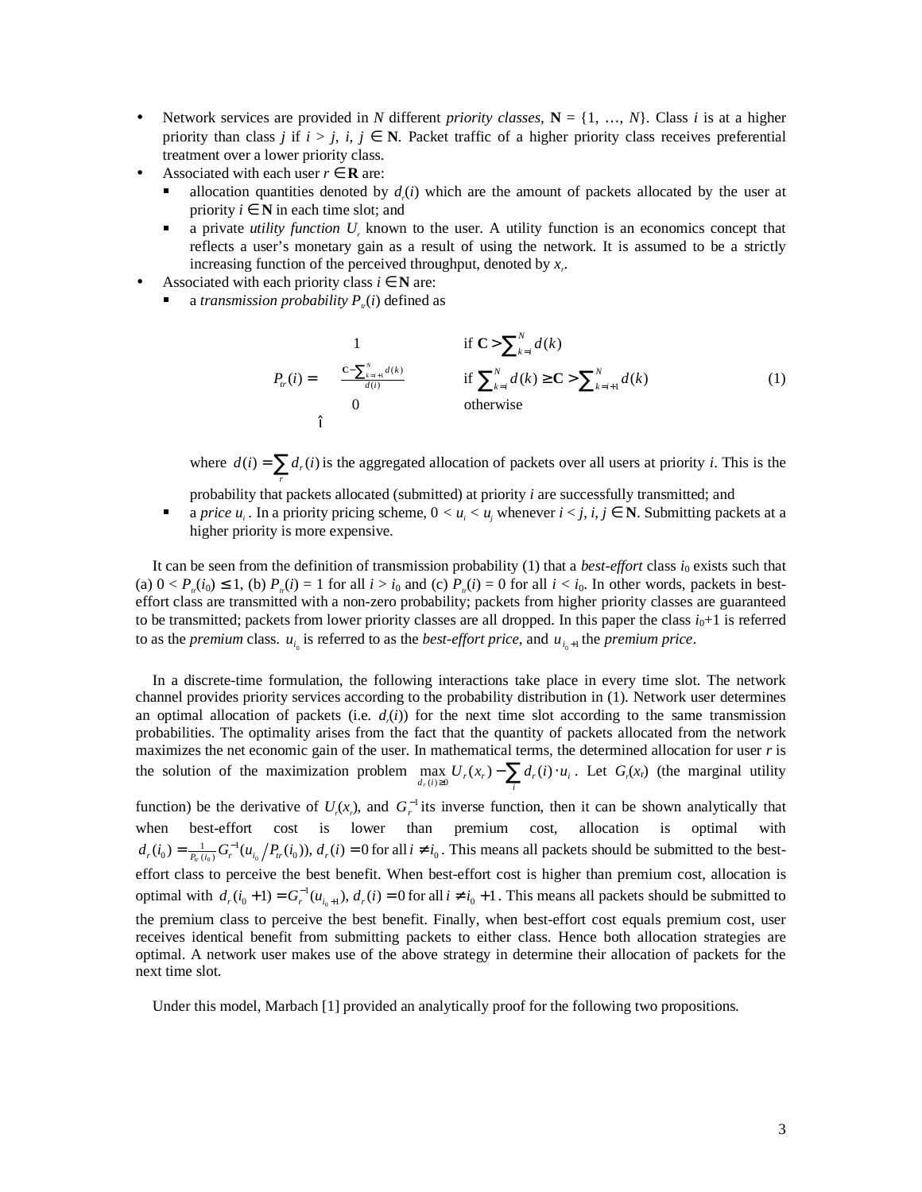- Network services are provided in $N$ different *priority classes*, $\mathbf{N} = \{1, \ldots, N\}$. Class $i$ is at a higher priority than class $j$ if $i > j$, $i, j \in \mathbf{N}$. Packet traffic of a higher priority class receives preferential treatment over a lower priority class.
- Associated with each user $r \in \mathbf{R}$ are:
  - allocation quantities denoted by $d_r(i)$ which are the amount of packets allocated by the user at priority $i \in \mathbf{N}$ in each time slot; and
  - a private *utility function* $U_r$ known to the user. A utility function is an economics concept that reflects a user's monetary gain as a result of using the network. It is assumed to be a strictly increasing function of the perceived throughput, denoted by $x_r$.
- Associated with each priority class $i \in \mathbf{N}$ are:
  - a *transmission probability* $P_{tr}(i)$ defined as

$$P_{tr}(i) = \begin{cases} 1 & \text{if } \mathbf{C} > \sum_{k=i}^{N} d(k) \\ \frac{\mathbf{C} - \sum_{k=i+1}^{N} d(k)}{d(i)} & \text{if } \sum_{k=i}^{N} d(k) \geq \mathbf{C} > \sum_{k=i+1}^{N} d(k) \\ 0 & \text{otherwise} \end{cases} \tag{1}$$

  where $d(i) = \sum_r d_r(i)$ is the aggregated allocation of packets over all users at priority $i$. This is the probability that packets allocated (submitted) at priority $i$ are successfully transmitted; and
  - a *price* $u_i$. In a priority pricing scheme, $0 < u_i < u_j$ whenever $i < j$, $i, j \in \mathbf{N}$. Submitting packets at a higher priority is more expensive.

It can be seen from the definition of transmission probability (1) that a *best-effort* class $i_0$ exists such that (a) $0 < P_{tr}(i_0) \leq 1$, (b) $P_{tr}(i) = 1$ for all $i > i_0$ and (c) $P_{tr}(i) = 0$ for all $i < i_0$. In other words, packets in best-effort class are transmitted with a non-zero probability; packets from higher priority classes are guaranteed to be transmitted; packets from lower priority classes are all dropped. In this paper the class $i_0+1$ is referred to as the *premium* class. $u_{i_0}$ is referred to as the *best-effort price*, and $u_{i_0+1}$ the *premium price*.

In a discrete-time formulation, the following interactions take place in every time slot. The network channel provides priority services according to the probability distribution in (1). Network user determines an optimal allocation of packets (i.e. $d_r(i)$) for the next time slot according to the same transmission probabilities. The optimality arises from the fact that the quantity of packets allocated from the network maximizes the net economic gain of the user. In mathematical terms, the determined allocation for user $r$ is the solution of the maximization problem $\max_{d_r(i) \geq 0} U_r(x_r) - \sum_i d_r(i) \cdot u_i$. Let $G_r(x_r)$ (the marginal utility function) be the derivative of $U_r(x_r)$, and $G_r^{-1}$ its inverse function, then it can be shown analytically that when best-effort cost is lower than premium cost, allocation is optimal with $d_r(i_0) = \frac{1}{P_{tr}(i_0)} G_r^{-1}(u_{i_0} / P_{tr}(i_0))$, $d_r(i) = 0$ for all $i \neq i_0$. This means all packets should be submitted to the best-effort class to perceive the best benefit. When best-effort cost is higher than premium cost, allocation is optimal with $d_r(i_0+1) = G_r^{-1}(u_{i_0+1})$, $d_r(i) = 0$ for all $i \neq i_0+1$. This means all packets should be submitted to the premium class to perceive the best benefit. Finally, when best-effort cost equals premium cost, user receives identical benefit from submitting packets to either class. Hence both allocation strategies are optimal. A network user makes use of the above strategy in determine their allocation of packets for the next time slot.

Under this model, Marbach [1] provided an analytically proof for the following two propositions.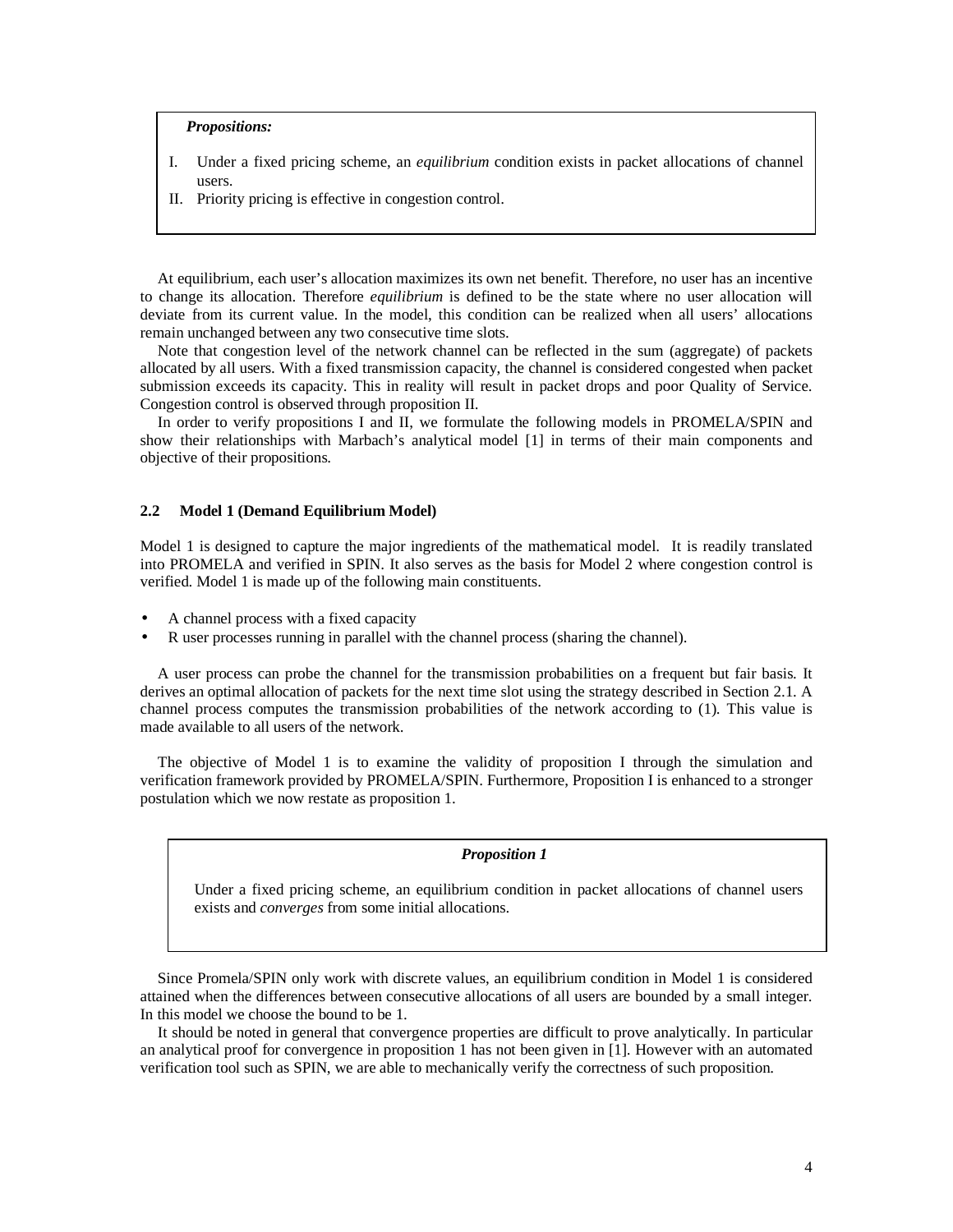***Propositions:***

I. Under a fixed pricing scheme, an *equilibrium* condition exists in packet allocations of channel users.
II. Priority pricing is effective in congestion control.

At equilibrium, each user's allocation maximizes its own net benefit. Therefore, no user has an incentive to change its allocation. Therefore *equilibrium* is defined to be the state where no user allocation will deviate from its current value. In the model, this condition can be realized when all users' allocations remain unchanged between any two consecutive time slots.

Note that congestion level of the network channel can be reflected in the sum (aggregate) of packets allocated by all users. With a fixed transmission capacity, the channel is considered congested when packet submission exceeds its capacity. This in reality will result in packet drops and poor Quality of Service. Congestion control is observed through proposition II.

In order to verify propositions I and II, we formulate the following models in PROMELA/SPIN and show their relationships with Marbach's analytical model [1] in terms of their main components and objective of their propositions.

### 2.2 Model 1 (Demand Equilibrium Model)

Model 1 is designed to capture the major ingredients of the mathematical model. It is readily translated into PROMELA and verified in SPIN. It also serves as the basis for Model 2 where congestion control is verified. Model 1 is made up of the following main constituents.

- A channel process with a fixed capacity
- R user processes running in parallel with the channel process (sharing the channel).

A user process can probe the channel for the transmission probabilities on a frequent but fair basis. It derives an optimal allocation of packets for the next time slot using the strategy described in Section 2.1. A channel process computes the transmission probabilities of the network according to (1). This value is made available to all users of the network.

The objective of Model 1 is to examine the validity of proposition I through the simulation and verification framework provided by PROMELA/SPIN. Furthermore, Proposition I is enhanced to a stronger postulation which we now restate as proposition 1.

***Proposition 1***

Under a fixed pricing scheme, an equilibrium condition in packet allocations of channel users exists and *converges* from some initial allocations.

Since Promela/SPIN only work with discrete values, an equilibrium condition in Model 1 is considered attained when the differences between consecutive allocations of all users are bounded by a small integer. In this model we choose the bound to be 1.

It should be noted in general that convergence properties are difficult to prove analytically. In particular an analytical proof for convergence in proposition 1 has not been given in [1]. However with an automated verification tool such as SPIN, we are able to mechanically verify the correctness of such proposition.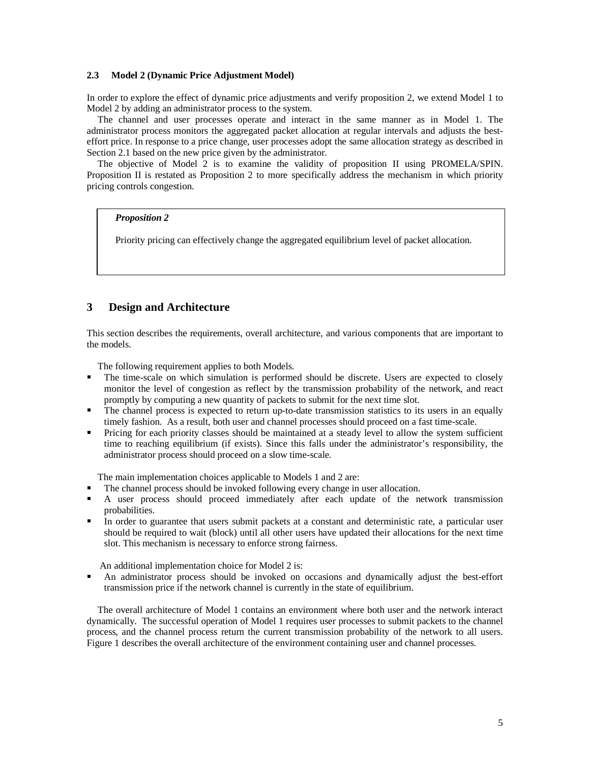### 2.3 Model 2 (Dynamic Price Adjustment Model)

In order to explore the effect of dynamic price adjustments and verify proposition 2, we extend Model 1 to Model 2 by adding an administrator process to the system.

The channel and user processes operate and interact in the same manner as in Model 1. The administrator process monitors the aggregated packet allocation at regular intervals and adjusts the best-effort price. In response to a price change, user processes adopt the same allocation strategy as described in Section 2.1 based on the new price given by the administrator.

The objective of Model 2 is to examine the validity of proposition II using PROMELA/SPIN. Proposition II is restated as Proposition 2 to more specifically address the mechanism in which priority pricing controls congestion.

> ***Proposition 2***
>
> Priority pricing can effectively change the aggregated equilibrium level of packet allocation.

## 3 Design and Architecture

This section describes the requirements, overall architecture, and various components that are important to the models.

The following requirement applies to both Models.

- The time-scale on which simulation is performed should be discrete. Users are expected to closely monitor the level of congestion as reflect by the transmission probability of the network, and react promptly by computing a new quantity of packets to submit for the next time slot.
- The channel process is expected to return up-to-date transmission statistics to its users in an equally timely fashion. As a result, both user and channel processes should proceed on a fast time-scale.
- Pricing for each priority classes should be maintained at a steady level to allow the system sufficient time to reaching equilibrium (if exists). Since this falls under the administrator's responsibility, the administrator process should proceed on a slow time-scale.

The main implementation choices applicable to Models 1 and 2 are:

- The channel process should be invoked following every change in user allocation.
- A user process should proceed immediately after each update of the network transmission probabilities.
- In order to guarantee that users submit packets at a constant and deterministic rate, a particular user should be required to wait (block) until all other users have updated their allocations for the next time slot. This mechanism is necessary to enforce strong fairness.

An additional implementation choice for Model 2 is:

- An administrator process should be invoked on occasions and dynamically adjust the best-effort transmission price if the network channel is currently in the state of equilibrium.

The overall architecture of Model 1 contains an environment where both user and the network interact dynamically. The successful operation of Model 1 requires user processes to submit packets to the channel process, and the channel process return the current transmission probability of the network to all users. Figure 1 describes the overall architecture of the environment containing user and channel processes.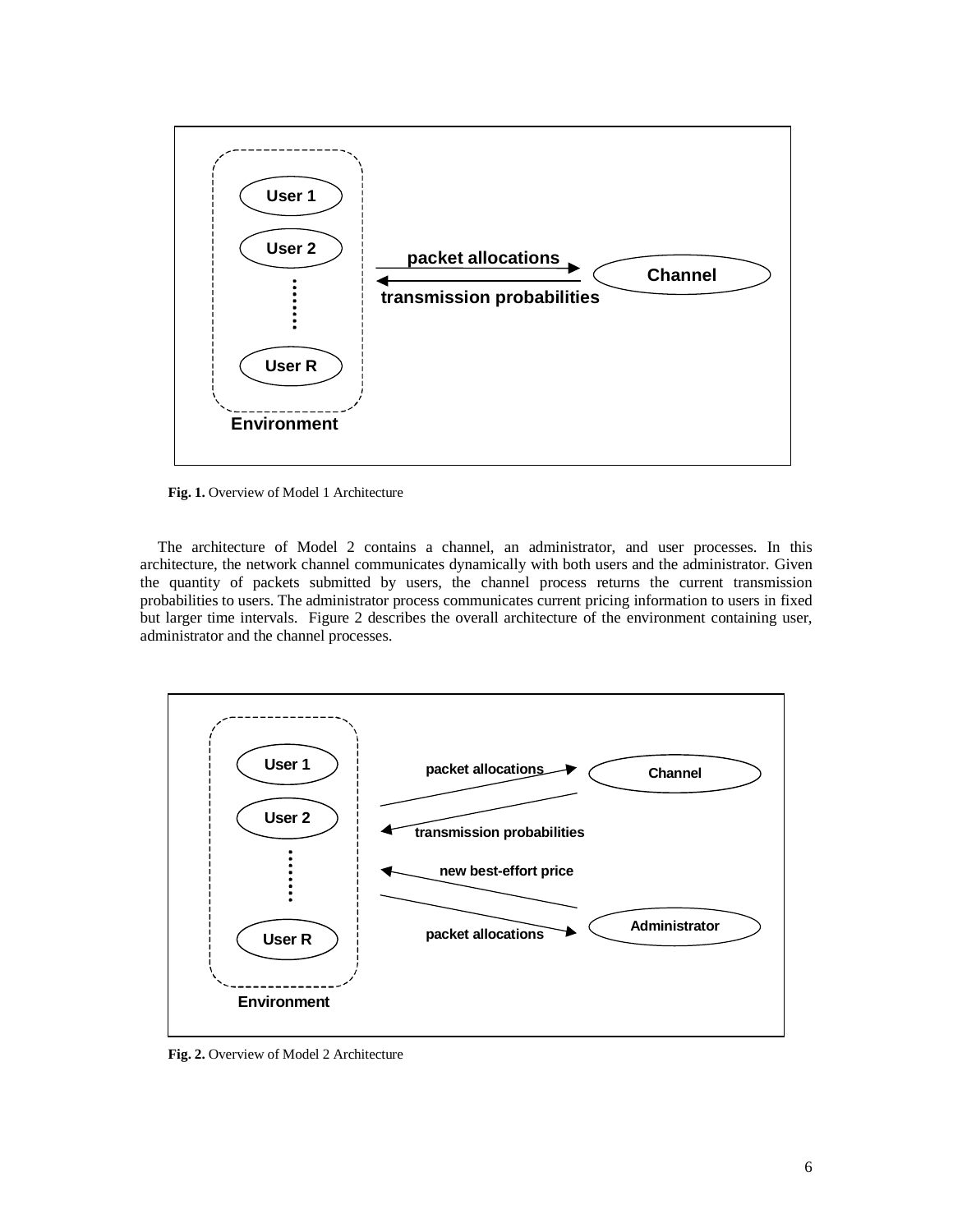**Fig. 1.** Overview of Model 1 Architecture

The architecture of Model 2 contains a channel, an administrator, and user processes. In this architecture, the network channel communicates dynamically with both users and the administrator. Given the quantity of packets submitted by users, the channel process returns the current transmission probabilities to users. The administrator process communicates current pricing information to users in fixed but larger time intervals. Figure 2 describes the overall architecture of the environment containing user, administrator and the channel processes.

**Fig. 2.** Overview of Model 2 Architecture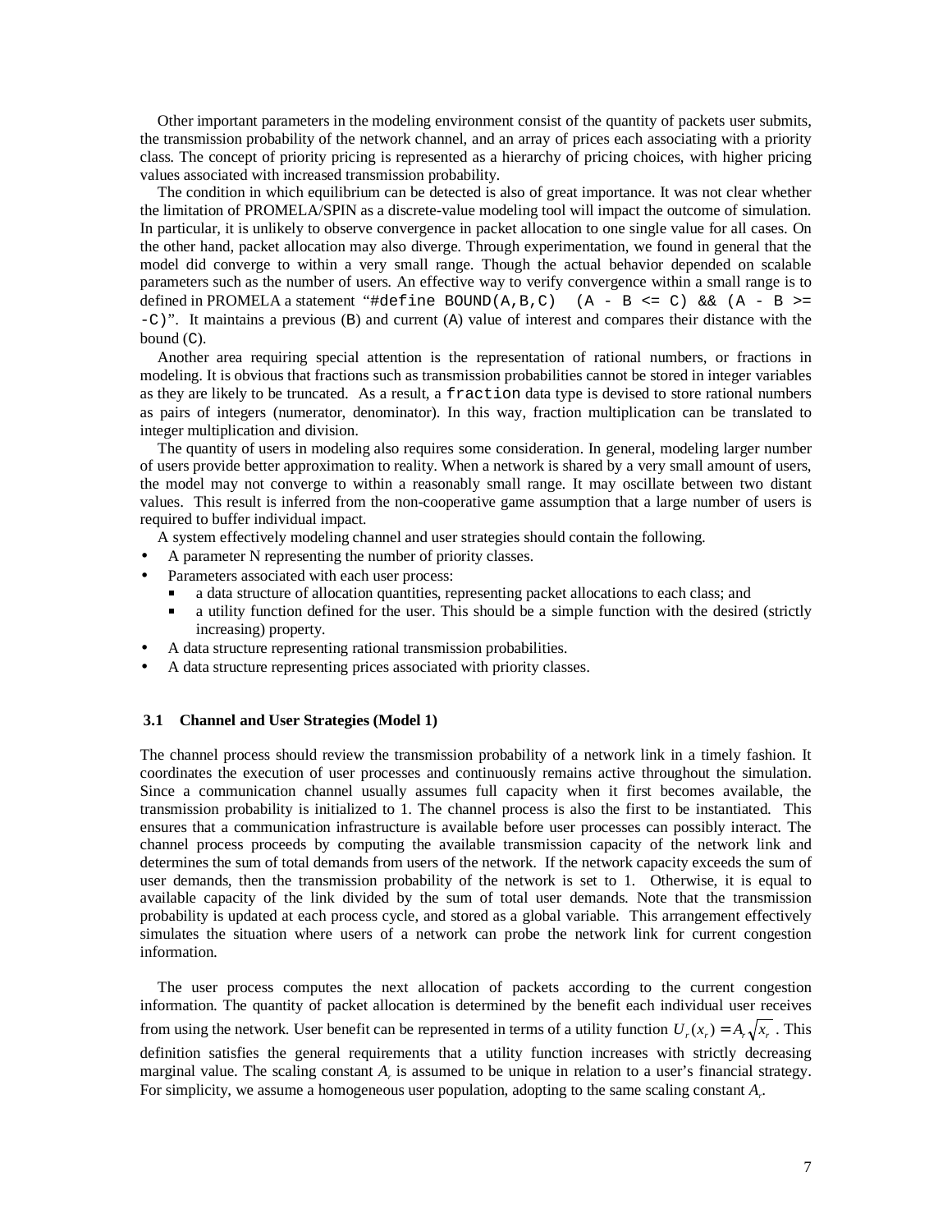Other important parameters in the modeling environment consist of the quantity of packets user submits, the transmission probability of the network channel, and an array of prices each associating with a priority class. The concept of priority pricing is represented as a hierarchy of pricing choices, with higher pricing values associated with increased transmission probability.

The condition in which equilibrium can be detected is also of great importance. It was not clear whether the limitation of PROMELA/SPIN as a discrete-value modeling tool will impact the outcome of simulation. In particular, it is unlikely to observe convergence in packet allocation to one single value for all cases. On the other hand, packet allocation may also diverge. Through experimentation, we found in general that the model did converge to within a very small range. Though the actual behavior depended on scalable parameters such as the number of users. An effective way to verify convergence within a small range is to defined in PROMELA a statement "`#define BOUND(A,B,C)  (A - B <= C) && (A - B >= -C)`". It maintains a previous (`B`) and current (`A`) value of interest and compares their distance with the bound (`C`).

Another area requiring special attention is the representation of rational numbers, or fractions in modeling. It is obvious that fractions such as transmission probabilities cannot be stored in integer variables as they are likely to be truncated. As a result, a `fraction` data type is devised to store rational numbers as pairs of integers (numerator, denominator). In this way, fraction multiplication can be translated to integer multiplication and division.

The quantity of users in modeling also requires some consideration. In general, modeling larger number of users provide better approximation to reality. When a network is shared by a very small amount of users, the model may not converge to within a reasonably small range. It may oscillate between two distant values. This result is inferred from the non-cooperative game assumption that a large number of users is required to buffer individual impact.

A system effectively modeling channel and user strategies should contain the following.

- A parameter N representing the number of priority classes.
- Parameters associated with each user process:
  - a data structure of allocation quantities, representing packet allocations to each class; and
  - a utility function defined for the user. This should be a simple function with the desired (strictly increasing) property.
- A data structure representing rational transmission probabilities.
- A data structure representing prices associated with priority classes.

### 3.1 Channel and User Strategies (Model 1)

The channel process should review the transmission probability of a network link in a timely fashion. It coordinates the execution of user processes and continuously remains active throughout the simulation. Since a communication channel usually assumes full capacity when it first becomes available, the transmission probability is initialized to 1. The channel process is also the first to be instantiated. This ensures that a communication infrastructure is available before user processes can possibly interact. The channel process proceeds by computing the available transmission capacity of the network link and determines the sum of total demands from users of the network. If the network capacity exceeds the sum of user demands, then the transmission probability of the network is set to 1. Otherwise, it is equal to available capacity of the link divided by the sum of total user demands. Note that the transmission probability is updated at each process cycle, and stored as a global variable. This arrangement effectively simulates the situation where users of a network can probe the network link for current congestion information.

The user process computes the next allocation of packets according to the current congestion information. The quantity of packet allocation is determined by the benefit each individual user receives from using the network. User benefit can be represented in terms of a utility function $U_r(x_r) = A_r\sqrt{x_r}$ . This definition satisfies the general requirements that a utility function increases with strictly decreasing marginal value. The scaling constant $A_r$ is assumed to be unique in relation to a user's financial strategy. For simplicity, we assume a homogeneous user population, adopting to the same scaling constant $A_r$.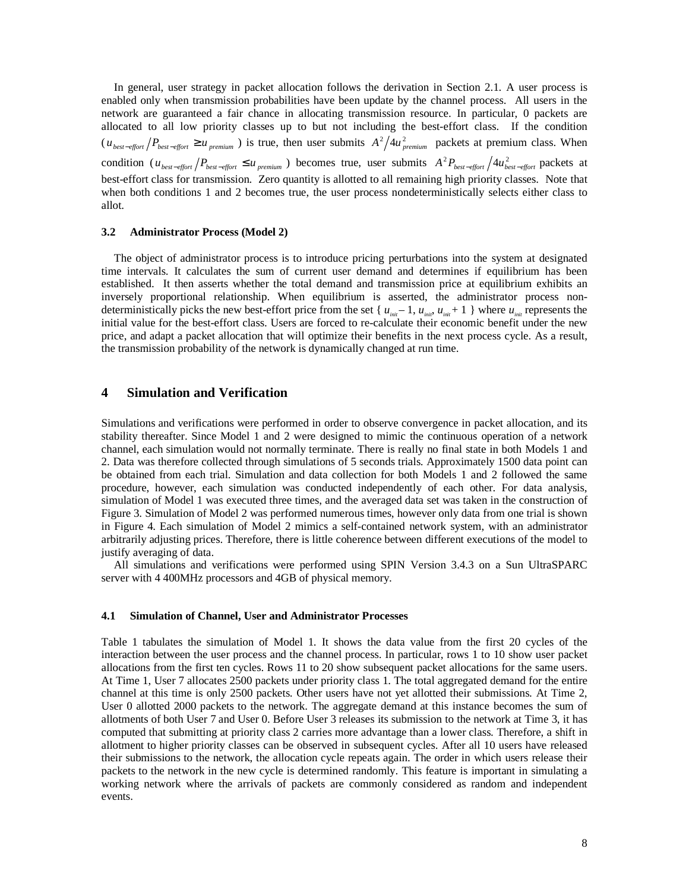In general, user strategy in packet allocation follows the derivation in Section 2.1. A user process is enabled only when transmission probabilities have been update by the channel process. All users in the network are guaranteed a fair chance in allocating transmission resource. In particular, 0 packets are allocated to all low priority classes up to but not including the best-effort class. If the condition ($u_{best-effort} / P_{best-effort} \geq u_{premium}$) is true, then user submits $A^2 / 4u^2_{premium}$ packets at premium class. When condition ($u_{best-effort} / P_{best-effort} \leq u_{premium}$) becomes true, user submits $A^2 P_{best-effort} / 4u^2_{best-effort}$ packets at best-effort class for transmission. Zero quantity is allotted to all remaining high priority classes. Note that when both conditions 1 and 2 becomes true, the user process nondeterministically selects either class to allot.

### 3.2 Administrator Process (Model 2)

The object of administrator process is to introduce pricing perturbations into the system at designated time intervals. It calculates the sum of current user demand and determines if equilibrium has been established. It then asserts whether the total demand and transmission price at equilibrium exhibits an inversely proportional relationship. When equilibrium is asserted, the administrator process non-deterministically picks the new best-effort price from the set { $u_{init} - 1$, $u_{init}$, $u_{init} + 1$ } where $u_{init}$ represents the initial value for the best-effort class. Users are forced to re-calculate their economic benefit under the new price, and adapt a packet allocation that will optimize their benefits in the next process cycle. As a result, the transmission probability of the network is dynamically changed at run time.

## 4 Simulation and Verification

Simulations and verifications were performed in order to observe convergence in packet allocation, and its stability thereafter. Since Model 1 and 2 were designed to mimic the continuous operation of a network channel, each simulation would not normally terminate. There is really no final state in both Models 1 and 2. Data was therefore collected through simulations of 5 seconds trials. Approximately 1500 data point can be obtained from each trial. Simulation and data collection for both Models 1 and 2 followed the same procedure, however, each simulation was conducted independently of each other. For data analysis, simulation of Model 1 was executed three times, and the averaged data set was taken in the construction of Figure 3. Simulation of Model 2 was performed numerous times, however only data from one trial is shown in Figure 4. Each simulation of Model 2 mimics a self-contained network system, with an administrator arbitrarily adjusting prices. Therefore, there is little coherence between different executions of the model to justify averaging of data.

All simulations and verifications were performed using SPIN Version 3.4.3 on a Sun UltraSPARC server with 4 400MHz processors and 4GB of physical memory.

### 4.1 Simulation of Channel, User and Administrator Processes

Table 1 tabulates the simulation of Model 1. It shows the data value from the first 20 cycles of the interaction between the user process and the channel process. In particular, rows 1 to 10 show user packet allocations from the first ten cycles. Rows 11 to 20 show subsequent packet allocations for the same users. At Time 1, User 7 allocates 2500 packets under priority class 1. The total aggregated demand for the entire channel at this time is only 2500 packets. Other users have not yet allotted their submissions. At Time 2, User 0 allotted 2000 packets to the network. The aggregate demand at this instance becomes the sum of allotments of both User 7 and User 0. Before User 3 releases its submission to the network at Time 3, it has computed that submitting at priority class 2 carries more advantage than a lower class. Therefore, a shift in allotment to higher priority classes can be observed in subsequent cycles. After all 10 users have released their submissions to the network, the allocation cycle repeats again. The order in which users release their packets to the network in the new cycle is determined randomly. This feature is important in simulating a working network where the arrivals of packets are commonly considered as random and independent events.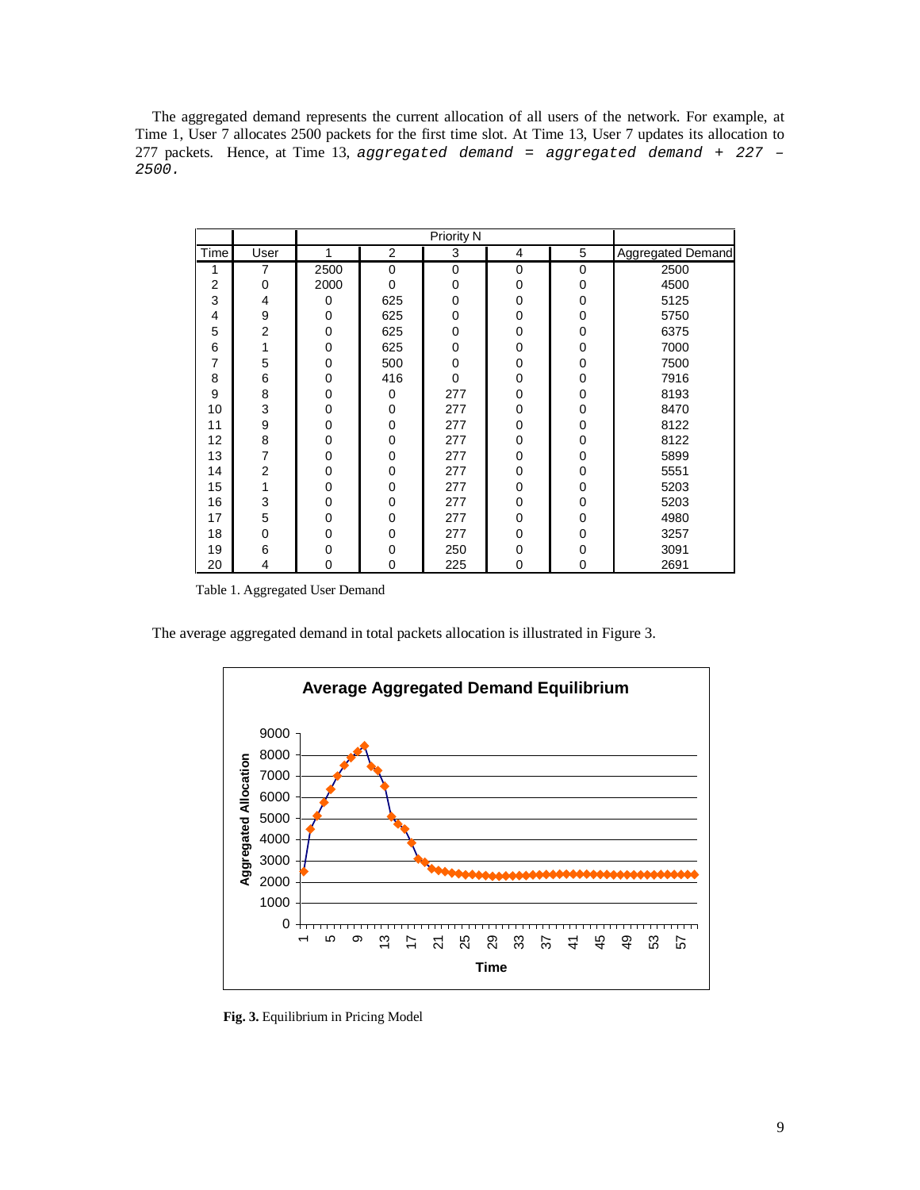The aggregated demand represents the current allocation of all users of the network. For example, at Time 1, User 7 allocates 2500 packets for the first time slot. At Time 13, User 7 updates its allocation to 277 packets. Hence, at Time 13, `aggregated demand = aggregated demand + 227 – 2500.`

| | | Priority N | | | | | |
|---|---|---|---|---|---|---|---|
| Time | User | 1 | 2 | 3 | 4 | 5 | Aggregated Demand |
| 1 | 7 | 2500 | 0 | 0 | 0 | 0 | 2500 |
| 2 | 0 | 2000 | 0 | 0 | 0 | 0 | 4500 |
| 3 | 4 | 0 | 625 | 0 | 0 | 0 | 5125 |
| 4 | 9 | 0 | 625 | 0 | 0 | 0 | 5750 |
| 5 | 2 | 0 | 625 | 0 | 0 | 0 | 6375 |
| 6 | 1 | 0 | 625 | 0 | 0 | 0 | 7000 |
| 7 | 5 | 0 | 500 | 0 | 0 | 0 | 7500 |
| 8 | 6 | 0 | 416 | 0 | 0 | 0 | 7916 |
| 9 | 8 | 0 | 0 | 277 | 0 | 0 | 8193 |
| 10 | 3 | 0 | 0 | 277 | 0 | 0 | 8470 |
| 11 | 9 | 0 | 0 | 277 | 0 | 0 | 8122 |
| 12 | 8 | 0 | 0 | 277 | 0 | 0 | 8122 |
| 13 | 7 | 0 | 0 | 277 | 0 | 0 | 5899 |
| 14 | 2 | 0 | 0 | 277 | 0 | 0 | 5551 |
| 15 | 1 | 0 | 0 | 277 | 0 | 0 | 5203 |
| 16 | 3 | 0 | 0 | 277 | 0 | 0 | 5203 |
| 17 | 5 | 0 | 0 | 277 | 0 | 0 | 4980 |
| 18 | 0 | 0 | 0 | 277 | 0 | 0 | 3257 |
| 19 | 6 | 0 | 0 | 250 | 0 | 0 | 3091 |
| 20 | 4 | 0 | 0 | 225 | 0 | 0 | 2691 |

Table 1. Aggregated User Demand

The average aggregated demand in total packets allocation is illustrated in Figure 3.

**Fig. 3.** Equilibrium in Pricing Model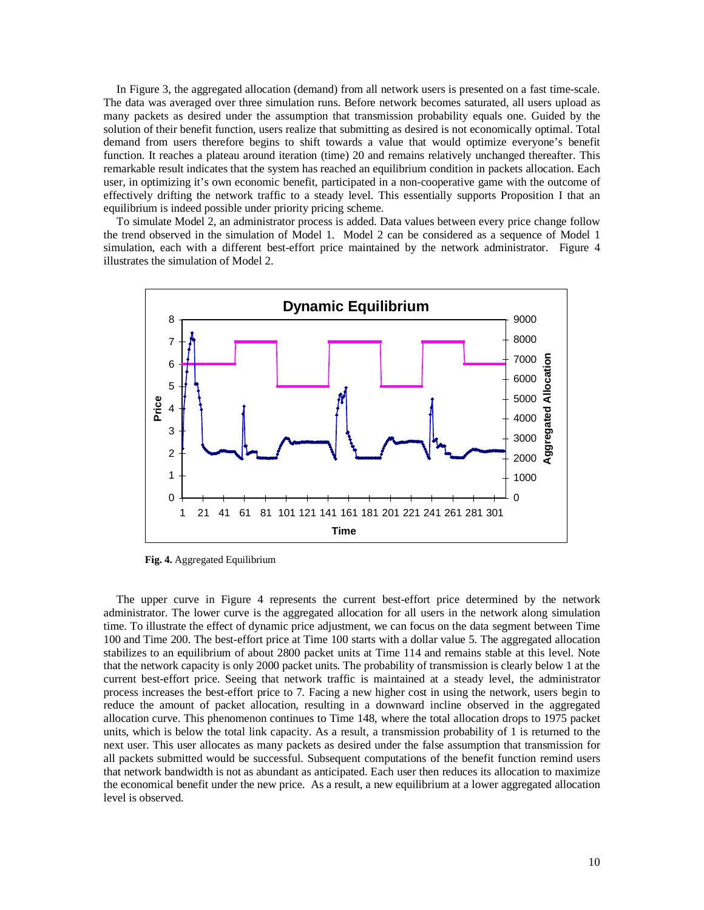In Figure 3, the aggregated allocation (demand) from all network users is presented on a fast time-scale. The data was averaged over three simulation runs. Before network becomes saturated, all users upload as many packets as desired under the assumption that transmission probability equals one. Guided by the solution of their benefit function, users realize that submitting as desired is not economically optimal. Total demand from users therefore begins to shift towards a value that would optimize everyone's benefit function. It reaches a plateau around iteration (time) 20 and remains relatively unchanged thereafter. This remarkable result indicates that the system has reached an equilibrium condition in packets allocation. Each user, in optimizing it's own economic benefit, participated in a non-cooperative game with the outcome of effectively drifting the network traffic to a steady level. This essentially supports Proposition I that an equilibrium is indeed possible under priority pricing scheme.

To simulate Model 2, an administrator process is added. Data values between every price change follow the trend observed in the simulation of Model 1. Model 2 can be considered as a sequence of Model 1 simulation, each with a different best-effort price maintained by the network administrator. Figure 4 illustrates the simulation of Model 2.

**Fig. 4.** Aggregated Equilibrium

The upper curve in Figure 4 represents the current best-effort price determined by the network administrator. The lower curve is the aggregated allocation for all users in the network along simulation time. To illustrate the effect of dynamic price adjustment, we can focus on the data segment between Time 100 and Time 200. The best-effort price at Time 100 starts with a dollar value 5. The aggregated allocation stabilizes to an equilibrium of about 2800 packet units at Time 114 and remains stable at this level. Note that the network capacity is only 2000 packet units. The probability of transmission is clearly below 1 at the current best-effort price. Seeing that network traffic is maintained at a steady level, the administrator process increases the best-effort price to 7. Facing a new higher cost in using the network, users begin to reduce the amount of packet allocation, resulting in a downward incline observed in the aggregated allocation curve. This phenomenon continues to Time 148, where the total allocation drops to 1975 packet units, which is below the total link capacity. As a result, a transmission probability of 1 is returned to the next user. This user allocates as many packets as desired under the false assumption that transmission for all packets submitted would be successful. Subsequent computations of the benefit function remind users that network bandwidth is not as abundant as anticipated. Each user then reduces its allocation to maximize the economical benefit under the new price. As a result, a new equilibrium at a lower aggregated allocation level is observed.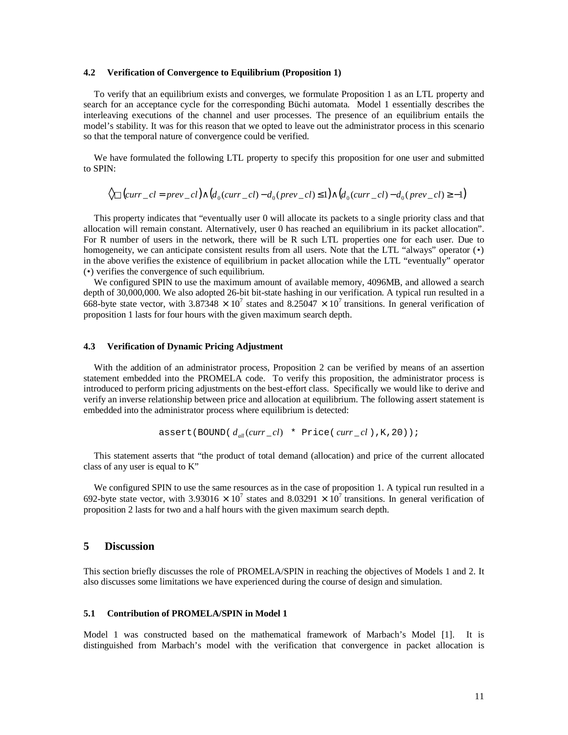### 4.2 Verification of Convergence to Equilibrium (Proposition 1)

To verify that an equilibrium exists and converges, we formulate Proposition 1 as an LTL property and search for an acceptance cycle for the corresponding Büchi automata. Model 1 essentially describes the interleaving executions of the channel and user processes. The presence of an equilibrium entails the model's stability. It was for this reason that we opted to leave out the administrator process in this scenario so that the temporal nature of convergence could be verified.

We have formulated the following LTL property to specify this proposition for one user and submitted to SPIN:

$$\Diamond\Box\left(curr\_cl = prev\_cl\right) \wedge \left(d_0(curr\_cl) - d_0(prev\_cl) \leq 1\right) \wedge \left(d_0(curr\_cl) - d_0(prev\_cl) \geq -1\right)$$

This property indicates that "eventually user 0 will allocate its packets to a single priority class and that allocation will remain constant. Alternatively, user 0 has reached an equilibrium in its packet allocation". For R number of users in the network, there will be R such LTL properties one for each user. Due to homogeneity, we can anticipate consistent results from all users. Note that the LTL "always" operator (•) in the above verifies the existence of equilibrium in packet allocation while the LTL "eventually" operator (•) verifies the convergence of such equilibrium.

We configured SPIN to use the maximum amount of available memory, 4096MB, and allowed a search depth of 30,000,000. We also adopted 26-bit bit-state hashing in our verification. A typical run resulted in a 668-byte state vector, with $3.87348 \times 10^7$ states and $8.25047 \times 10^7$ transitions. In general verification of proposition 1 lasts for four hours with the given maximum search depth.

### 4.3 Verification of Dynamic Pricing Adjustment

With the addition of an administrator process, Proposition 2 can be verified by means of an assertion statement embedded into the PROMELA code. To verify this proposition, the administrator process is introduced to perform pricing adjustments on the best-effort class. Specifically we would like to derive and verify an inverse relationship between price and allocation at equilibrium. The following assert statement is embedded into the administrator process where equilibrium is detected:

```
assert(BOUND(d_all(curr_cl) * Price(curr_cl),K,20));
```

This statement asserts that "the product of total demand (allocation) and price of the current allocated class of any user is equal to K"

We configured SPIN to use the same resources as in the case of proposition 1. A typical run resulted in a 692-byte state vector, with $3.93016 \times 10^7$ states and $8.03291 \times 10^7$ transitions. In general verification of proposition 2 lasts for two and a half hours with the given maximum search depth.

## 5 Discussion

This section briefly discusses the role of PROMELA/SPIN in reaching the objectives of Models 1 and 2. It also discusses some limitations we have experienced during the course of design and simulation.

### 5.1 Contribution of PROMELA/SPIN in Model 1

Model 1 was constructed based on the mathematical framework of Marbach's Model [1]. It is distinguished from Marbach's model with the verification that convergence in packet allocation is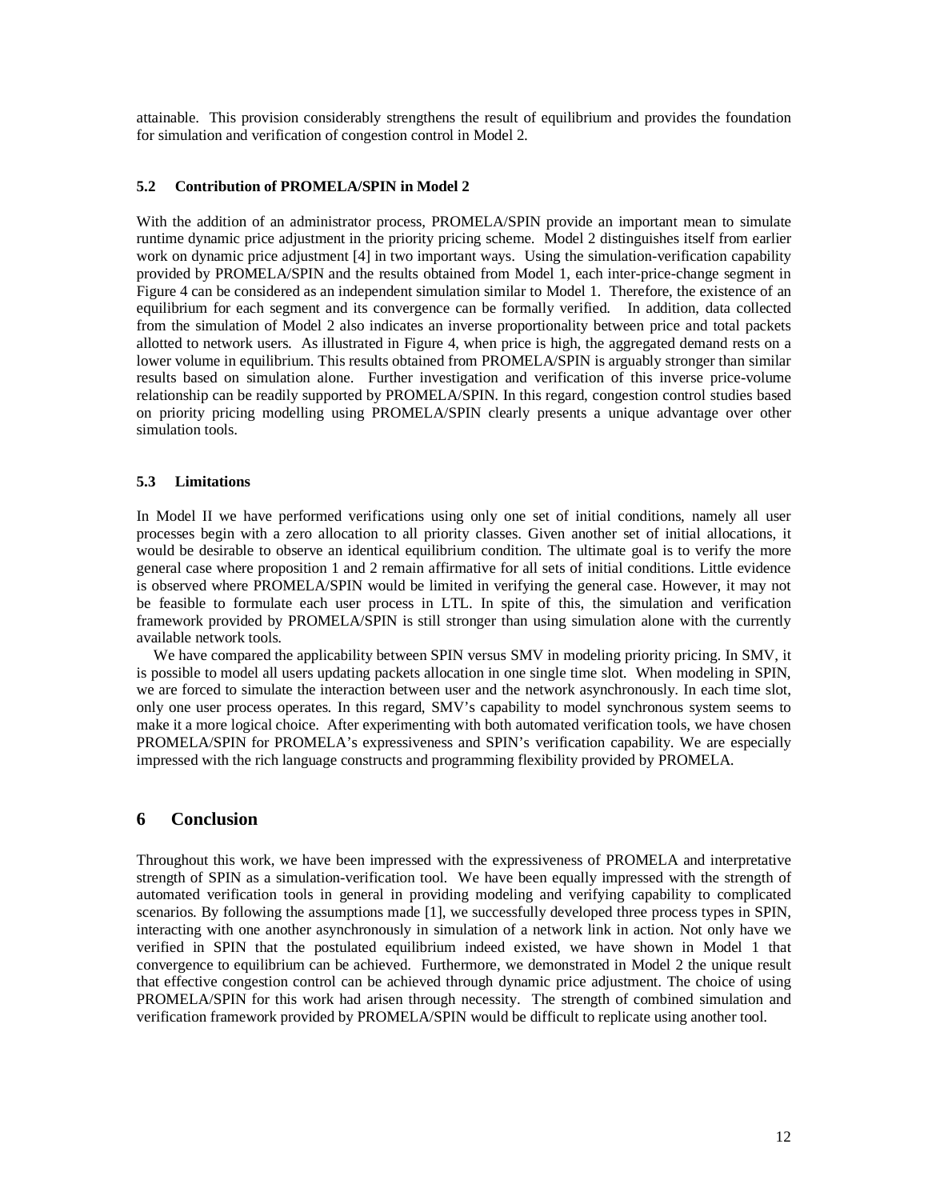attainable. This provision considerably strengthens the result of equilibrium and provides the foundation for simulation and verification of congestion control in Model 2.

### 5.2 Contribution of PROMELA/SPIN in Model 2

With the addition of an administrator process, PROMELA/SPIN provide an important mean to simulate runtime dynamic price adjustment in the priority pricing scheme. Model 2 distinguishes itself from earlier work on dynamic price adjustment [4] in two important ways. Using the simulation-verification capability provided by PROMELA/SPIN and the results obtained from Model 1, each inter-price-change segment in Figure 4 can be considered as an independent simulation similar to Model 1. Therefore, the existence of an equilibrium for each segment and its convergence can be formally verified. In addition, data collected from the simulation of Model 2 also indicates an inverse proportionality between price and total packets allotted to network users. As illustrated in Figure 4, when price is high, the aggregated demand rests on a lower volume in equilibrium. This results obtained from PROMELA/SPIN is arguably stronger than similar results based on simulation alone. Further investigation and verification of this inverse price-volume relationship can be readily supported by PROMELA/SPIN. In this regard, congestion control studies based on priority pricing modelling using PROMELA/SPIN clearly presents a unique advantage over other simulation tools.

### 5.3 Limitations

In Model II we have performed verifications using only one set of initial conditions, namely all user processes begin with a zero allocation to all priority classes. Given another set of initial allocations, it would be desirable to observe an identical equilibrium condition. The ultimate goal is to verify the more general case where proposition 1 and 2 remain affirmative for all sets of initial conditions. Little evidence is observed where PROMELA/SPIN would be limited in verifying the general case. However, it may not be feasible to formulate each user process in LTL. In spite of this, the simulation and verification framework provided by PROMELA/SPIN is still stronger than using simulation alone with the currently available network tools.

We have compared the applicability between SPIN versus SMV in modeling priority pricing. In SMV, it is possible to model all users updating packets allocation in one single time slot. When modeling in SPIN, we are forced to simulate the interaction between user and the network asynchronously. In each time slot, only one user process operates. In this regard, SMV's capability to model synchronous system seems to make it a more logical choice. After experimenting with both automated verification tools, we have chosen PROMELA/SPIN for PROMELA's expressiveness and SPIN's verification capability. We are especially impressed with the rich language constructs and programming flexibility provided by PROMELA.

## 6 Conclusion

Throughout this work, we have been impressed with the expressiveness of PROMELA and interpretative strength of SPIN as a simulation-verification tool. We have been equally impressed with the strength of automated verification tools in general in providing modeling and verifying capability to complicated scenarios. By following the assumptions made [1], we successfully developed three process types in SPIN, interacting with one another asynchronously in simulation of a network link in action. Not only have we verified in SPIN that the postulated equilibrium indeed existed, we have shown in Model 1 that convergence to equilibrium can be achieved. Furthermore, we demonstrated in Model 2 the unique result that effective congestion control can be achieved through dynamic price adjustment. The choice of using PROMELA/SPIN for this work had arisen through necessity. The strength of combined simulation and verification framework provided by PROMELA/SPIN would be difficult to replicate using another tool.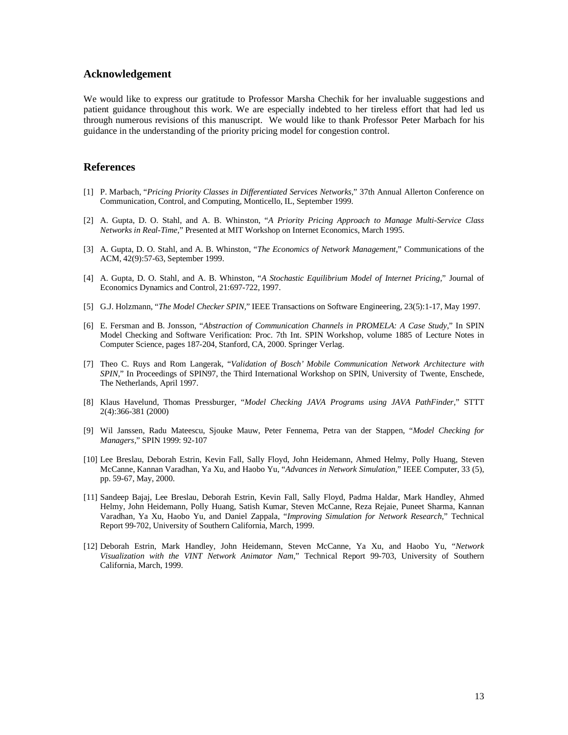## Acknowledgement

We would like to express our gratitude to Professor Marsha Chechik for her invaluable suggestions and patient guidance throughout this work. We are especially indebted to her tireless effort that had led us through numerous revisions of this manuscript. We would like to thank Professor Peter Marbach for his guidance in the understanding of the priority pricing model for congestion control.

## References

[1] P. Marbach, "*Pricing Priority Classes in Differentiated Services Networks*," 37th Annual Allerton Conference on Communication, Control, and Computing, Monticello, IL, September 1999.

[2] A. Gupta, D. O. Stahl, and A. B. Whinston, "*A Priority Pricing Approach to Manage Multi-Service Class Networks in Real-Time*," Presented at MIT Workshop on Internet Economics, March 1995.

[3] A. Gupta, D. O. Stahl, and A. B. Whinston, "*The Economics of Network Management*," Communications of the ACM, 42(9):57-63, September 1999.

[4] A. Gupta, D. O. Stahl, and A. B. Whinston, "*A Stochastic Equilibrium Model of Internet Pricing*," Journal of Economics Dynamics and Control, 21:697-722, 1997.

[5] G.J. Holzmann, "*The Model Checker SPIN*," IEEE Transactions on Software Engineering, 23(5):1-17, May 1997.

[6] E. Fersman and B. Jonsson, "*Abstraction of Communication Channels in PROMELA: A Case Study*," In SPIN Model Checking and Software Verification: Proc. 7th Int. SPIN Workshop, volume 1885 of Lecture Notes in Computer Science, pages 187-204, Stanford, CA, 2000. Springer Verlag.

[7] Theo C. Ruys and Rom Langerak, "*Validation of Bosch' Mobile Communication Network Architecture with SPIN*," In Proceedings of SPIN97, the Third International Workshop on SPIN, University of Twente, Enschede, The Netherlands, April 1997.

[8] Klaus Havelund, Thomas Pressburger, "*Model Checking JAVA Programs using JAVA PathFinder*," STTT 2(4):366-381 (2000)

[9] Wil Janssen, Radu Mateescu, Sjouke Mauw, Peter Fennema, Petra van der Stappen, "*Model Checking for Managers*," SPIN 1999: 92-107

[10] Lee Breslau, Deborah Estrin, Kevin Fall, Sally Floyd, John Heidemann, Ahmed Helmy, Polly Huang, Steven McCanne, Kannan Varadhan, Ya Xu, and Haobo Yu, "*Advances in Network Simulation*," IEEE Computer, 33 (5), pp. 59-67, May, 2000.

[11] Sandeep Bajaj, Lee Breslau, Deborah Estrin, Kevin Fall, Sally Floyd, Padma Haldar, Mark Handley, Ahmed Helmy, John Heidemann, Polly Huang, Satish Kumar, Steven McCanne, Reza Rejaie, Puneet Sharma, Kannan Varadhan, Ya Xu, Haobo Yu, and Daniel Zappala, "*Improving Simulation for Network Research*," Technical Report 99-702, University of Southern California, March, 1999.

[12] Deborah Estrin, Mark Handley, John Heidemann, Steven McCanne, Ya Xu, and Haobo Yu, "*Network Visualization with the VINT Network Animator Nam*," Technical Report 99-703, University of Southern California, March, 1999.